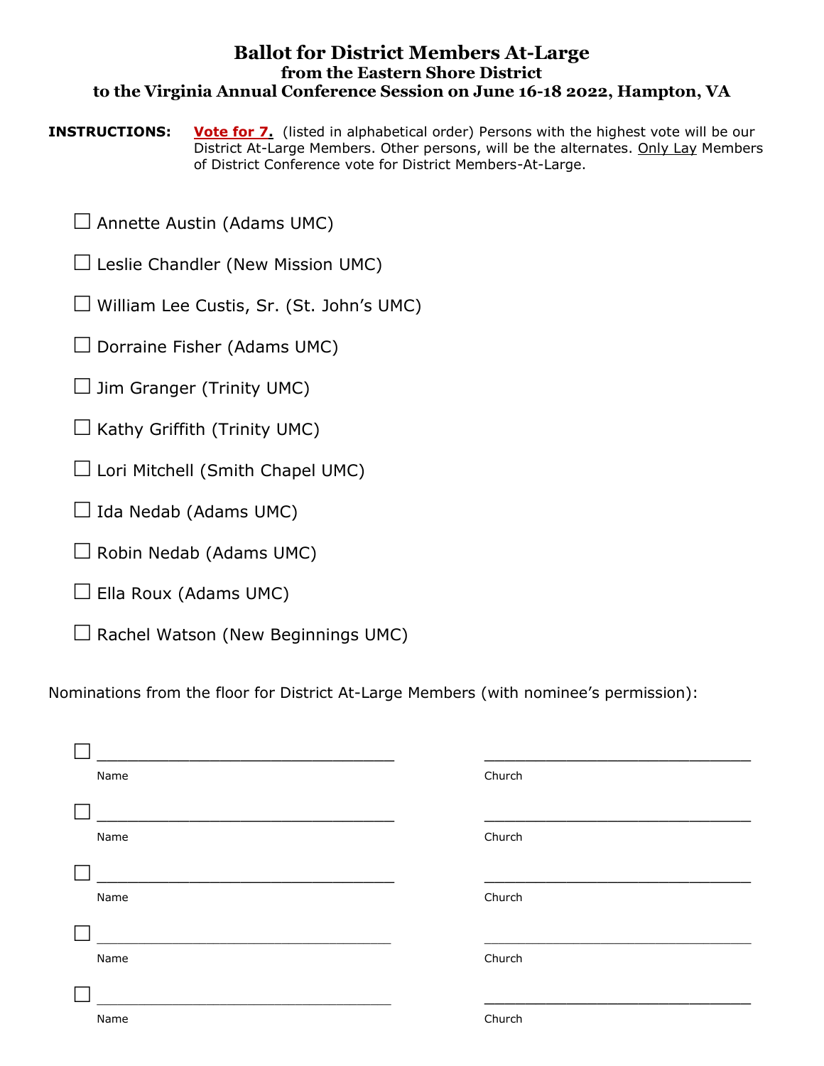# Ballot for District Members At-Large

## from the Eastern Shore District

## to the Virginia Annual Conference Session on June 16-18 2022, Hampton, VA

**INSTRUCTIONS:** **Vote for 7.** (listed in alphabetical order) Persons with the highest vote will be our District At-Large Members. Other persons, will be the alternates. Only Lay Members of District Conference vote for District Members-At-Large.

- ☐ Annette Austin (Adams UMC)
- ☐ Leslie Chandler (New Mission UMC)
- ☐ William Lee Custis, Sr. (St. John's UMC)
- ☐ Dorraine Fisher (Adams UMC)
- ☐ Jim Granger (Trinity UMC)
- ☐ Kathy Griffith (Trinity UMC)
- ☐ Lori Mitchell (Smith Chapel UMC)
- ☐ Ida Nedab (Adams UMC)
- ☐ Robin Nedab (Adams UMC)
- ☐ Ella Roux (Adams UMC)
- ☐ Rachel Watson (New Beginnings UMC)

Nominations from the floor for District At-Large Members (with nominee's permission):

☐ ______________________________ ______________________________
Name Church

☐ ______________________________ ______________________________
Name Church

☐ ______________________________ ______________________________
Name Church

☐ ______________________________ ______________________________
Name Church

☐ ______________________________ ______________________________
Name Church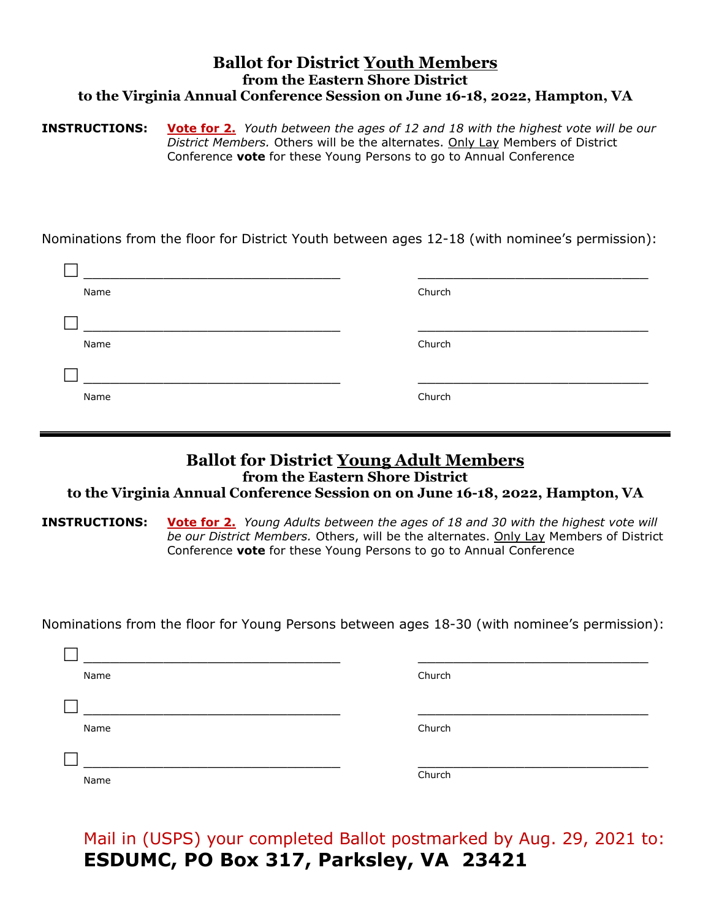## Ballot for District <u>Youth Members</u>
### from the Eastern Shore District
### to the Virginia Annual Conference Session on June 16-18, 2022, Hampton, VA

**INSTRUCTIONS:** <u>**Vote for 2.**</u> *Youth between the ages of 12 and 18 with the highest vote will be our District Members.* Others will be the alternates. <u>Only Lay</u> Members of District Conference **vote** for these Young Persons to go to Annual Conference

Nominations from the floor for District Youth between ages 12-18 (with nominee's permission):

☐ ________________________________ ________________________________
Name Church

☐ ________________________________ ________________________________
Name Church

☐ ________________________________ ________________________________
Name Church

---

## Ballot for District <u>Young Adult Members</u>
### from the Eastern Shore District
### to the Virginia Annual Conference Session on on June 16-18, 2022, Hampton, VA

**INSTRUCTIONS:** <u>**Vote for 2.**</u> *Young Adults between the ages of 18 and 30 with the highest vote will be our District Members.* Others, will be the alternates. <u>Only Lay</u> Members of District Conference **vote** for these Young Persons to go to Annual Conference

Nominations from the floor for Young Persons between ages 18-30 (with nominee's permission):

☐ ________________________________ ________________________________
Name Church

☐ ________________________________ ________________________________
Name Church

☐ ________________________________ ________________________________
Name Church

Mail in (USPS) your completed Ballot postmarked by Aug. 29, 2021 to:
**ESDUMC, PO Box 317, Parksley, VA 23421**